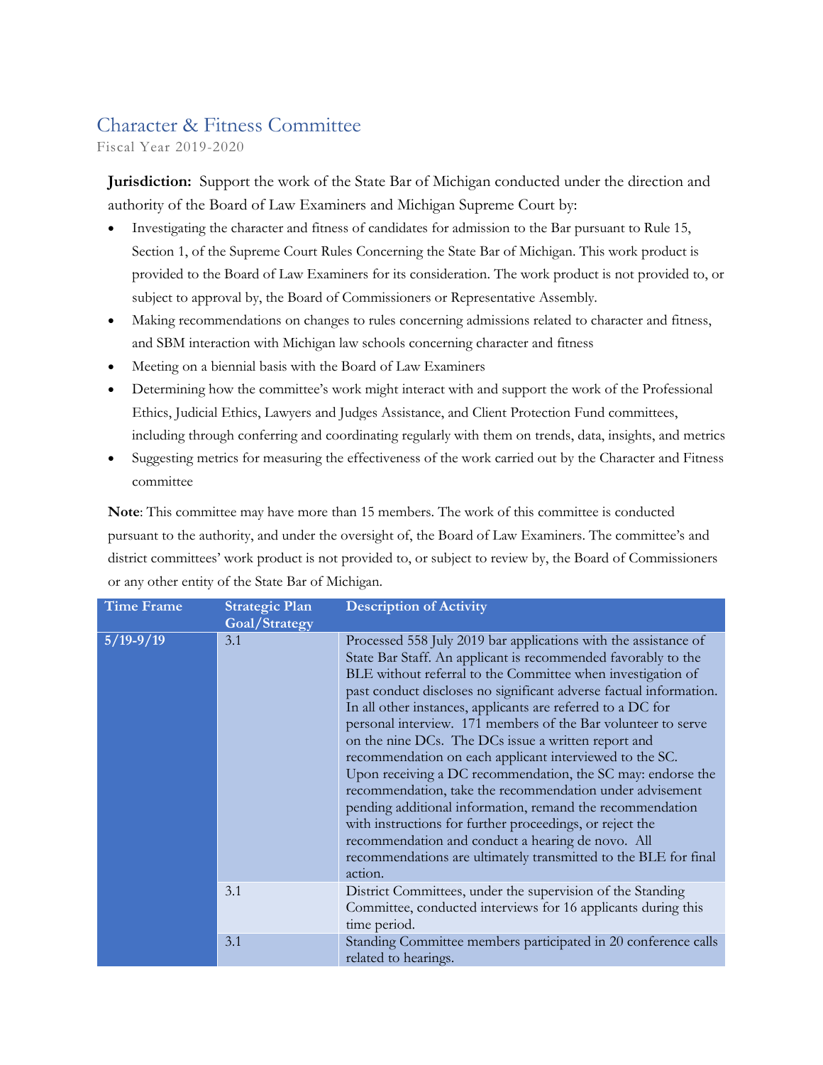# Character & Fitness Committee

Fiscal Year 2019-2020

**Jurisdiction:** Support the work of the State Bar of Michigan conducted under the direction and authority of the Board of Law Examiners and Michigan Supreme Court by:

- Investigating the character and fitness of candidates for admission to the Bar pursuant to Rule 15, Section 1, of the Supreme Court Rules Concerning the State Bar of Michigan. This work product is provided to the Board of Law Examiners for its consideration. The work product is not provided to, or subject to approval by, the Board of Commissioners or Representative Assembly.
- Making recommendations on changes to rules concerning admissions related to character and fitness, and SBM interaction with Michigan law schools concerning character and fitness
- Meeting on a biennial basis with the Board of Law Examiners
- Determining how the committee's work might interact with and support the work of the Professional Ethics, Judicial Ethics, Lawyers and Judges Assistance, and Client Protection Fund committees, including through conferring and coordinating regularly with them on trends, data, insights, and metrics
- Suggesting metrics for measuring the effectiveness of the work carried out by the Character and Fitness committee

**Note**: This committee may have more than 15 members. The work of this committee is conducted pursuant to the authority, and under the oversight of, the Board of Law Examiners. The committee's and district committees' work product is not provided to, or subject to review by, the Board of Commissioners or any other entity of the State Bar of Michigan.

| Time Frame | Strategic Plan Goal/Strategy | Description of Activity |
|---|---|---|
| 5/19-9/19 | 3.1 | Processed 558 July 2019 bar applications with the assistance of State Bar Staff. An applicant is recommended favorably to the BLE without referral to the Committee when investigation of past conduct discloses no significant adverse factual information. In all other instances, applicants are referred to a DC for personal interview. 171 members of the Bar volunteer to serve on the nine DCs. The DCs issue a written report and recommendation on each applicant interviewed to the SC. Upon receiving a DC recommendation, the SC may: endorse the recommendation, take the recommendation under advisement pending additional information, remand the recommendation with instructions for further proceedings, or reject the recommendation and conduct a hearing de novo. All recommendations are ultimately transmitted to the BLE for final action. |
| | 3.1 | District Committees, under the supervision of the Standing Committee, conducted interviews for 16 applicants during this time period. |
| | 3.1 | Standing Committee members participated in 20 conference calls related to hearings. |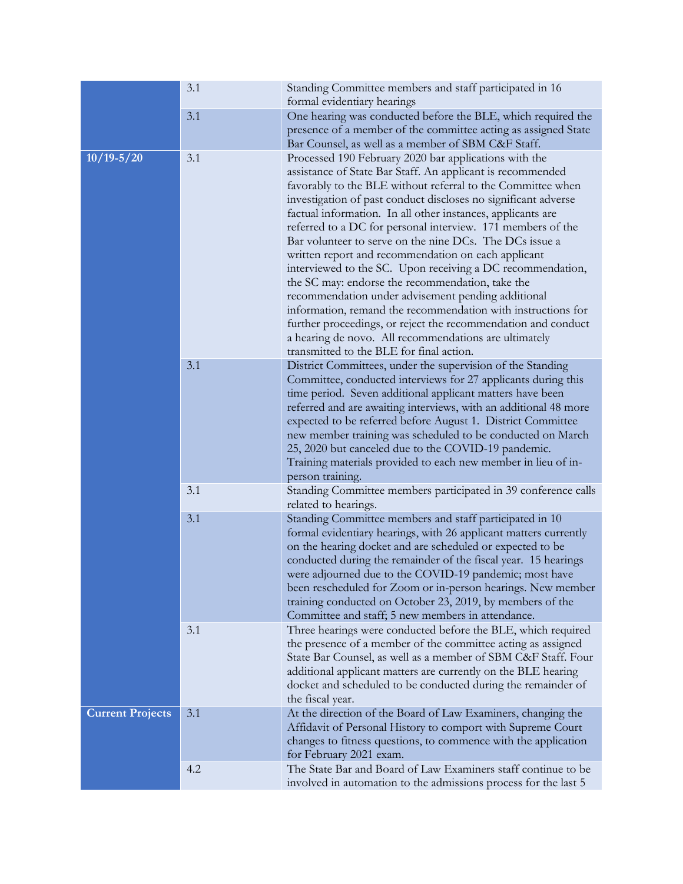| | | |
|---|---|---|
| | 3.1 | Standing Committee members and staff participated in 16 formal evidentiary hearings |
| | 3.1 | One hearing was conducted before the BLE, which required the presence of a member of the committee acting as assigned State Bar Counsel, as well as a member of SBM C&F Staff. |
| **10/19-5/20** | 3.1 | Processed 190 February 2020 bar applications with the assistance of State Bar Staff. An applicant is recommended favorably to the BLE without referral to the Committee when investigation of past conduct discloses no significant adverse factual information. In all other instances, applicants are referred to a DC for personal interview. 171 members of the Bar volunteer to serve on the nine DCs. The DCs issue a written report and recommendation on each applicant interviewed to the SC. Upon receiving a DC recommendation, the SC may: endorse the recommendation, take the recommendation under advisement pending additional information, remand the recommendation with instructions for further proceedings, or reject the recommendation and conduct a hearing de novo. All recommendations are ultimately transmitted to the BLE for final action. |
| | 3.1 | District Committees, under the supervision of the Standing Committee, conducted interviews for 27 applicants during this time period. Seven additional applicant matters have been referred and are awaiting interviews, with an additional 48 more expected to be referred before August 1. District Committee new member training was scheduled to be conducted on March 25, 2020 but canceled due to the COVID-19 pandemic. Training materials provided to each new member in lieu of in-person training. |
| | 3.1 | Standing Committee members participated in 39 conference calls related to hearings. |
| | 3.1 | Standing Committee members and staff participated in 10 formal evidentiary hearings, with 26 applicant matters currently on the hearing docket and are scheduled or expected to be conducted during the remainder of the fiscal year. 15 hearings were adjourned due to the COVID-19 pandemic; most have been rescheduled for Zoom or in-person hearings. New member training conducted on October 23, 2019, by members of the Committee and staff; 5 new members in attendance. |
| | 3.1 | Three hearings were conducted before the BLE, which required the presence of a member of the committee acting as assigned State Bar Counsel, as well as a member of SBM C&F Staff. Four additional applicant matters are currently on the BLE hearing docket and scheduled to be conducted during the remainder of the fiscal year. |
| **Current Projects** | 3.1 | At the direction of the Board of Law Examiners, changing the Affidavit of Personal History to comport with Supreme Court changes to fitness questions, to commence with the application for February 2021 exam. |
| | 4.2 | The State Bar and Board of Law Examiners staff continue to be involved in automation to the admissions process for the last 5 |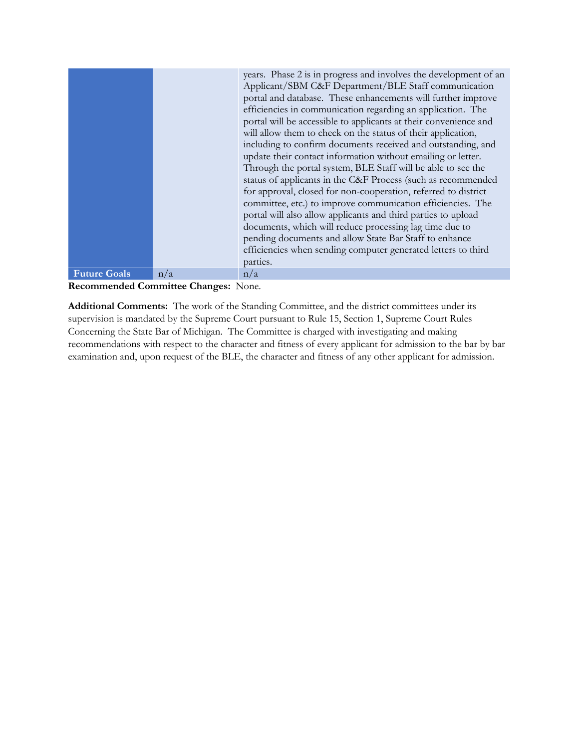| | | |
|---|---|---|
| | | years. Phase 2 is in progress and involves the development of an Applicant/SBM C&F Department/BLE Staff communication portal and database. These enhancements will further improve efficiencies in communication regarding an application. The portal will be accessible to applicants at their convenience and will allow them to check on the status of their application, including to confirm documents received and outstanding, and update their contact information without emailing or letter. Through the portal system, BLE Staff will be able to see the status of applicants in the C&F Process (such as recommended for approval, closed for non-cooperation, referred to district committee, etc.) to improve communication efficiencies. The portal will also allow applicants and third parties to upload documents, which will reduce processing lag time due to pending documents and allow State Bar Staff to enhance efficiencies when sending computer generated letters to third parties. |
| **Future Goals** | n/a | n/a |

**Recommended Committee Changes:** None.

**Additional Comments:** The work of the Standing Committee, and the district committees under its supervision is mandated by the Supreme Court pursuant to Rule 15, Section 1, Supreme Court Rules Concerning the State Bar of Michigan. The Committee is charged with investigating and making recommendations with respect to the character and fitness of every applicant for admission to the bar by bar examination and, upon request of the BLE, the character and fitness of any other applicant for admission.